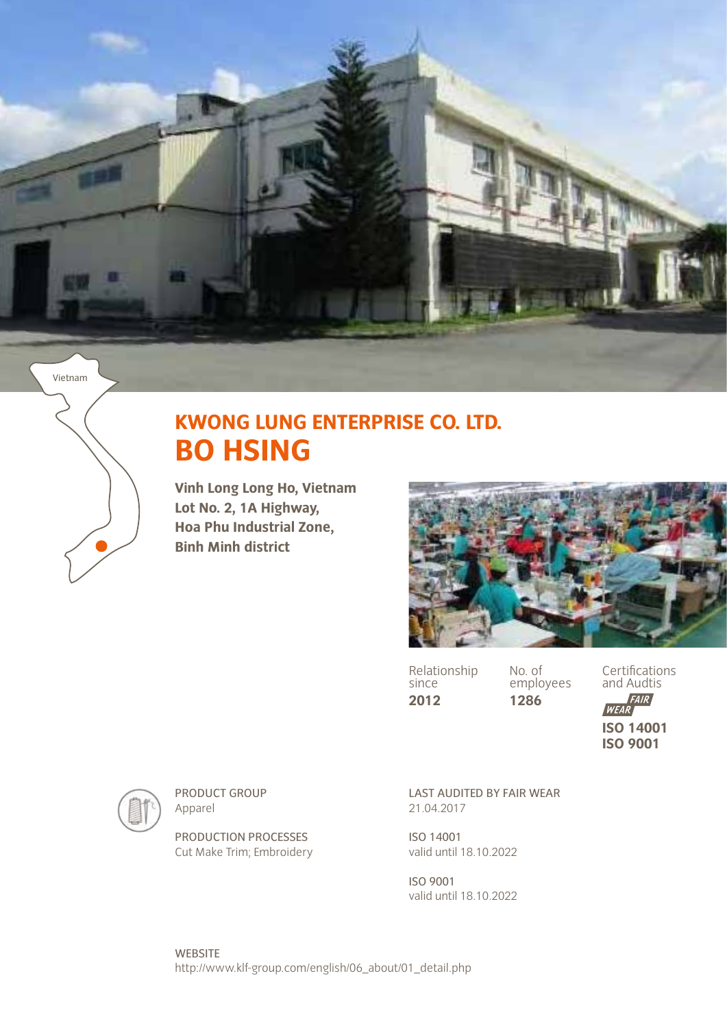Vietnam

# KWONG LUNG ENTERPRISE CO. LTD.
# BO HSING

**Vinh Long Long Ho, Vietnam**
**Lot No. 2, 1A Highway,**
**Hoa Phu Industrial Zone,**
**Binh Minh district**

Relationship since
**2012**

No. of employees
**1286**

Certifications and Audtis
FAIR WEAR
**ISO 14001**
**ISO 9001**

PRODUCT GROUP
Apparel

PRODUCTION PROCESSES
Cut Make Trim; Embroidery

LAST AUDITED BY FAIR WEAR
21.04.2017

ISO 14001
valid until 18.10.2022

ISO 9001
valid until 18.10.2022

WEBSITE
http://www.klf-group.com/english/06_about/01_detail.php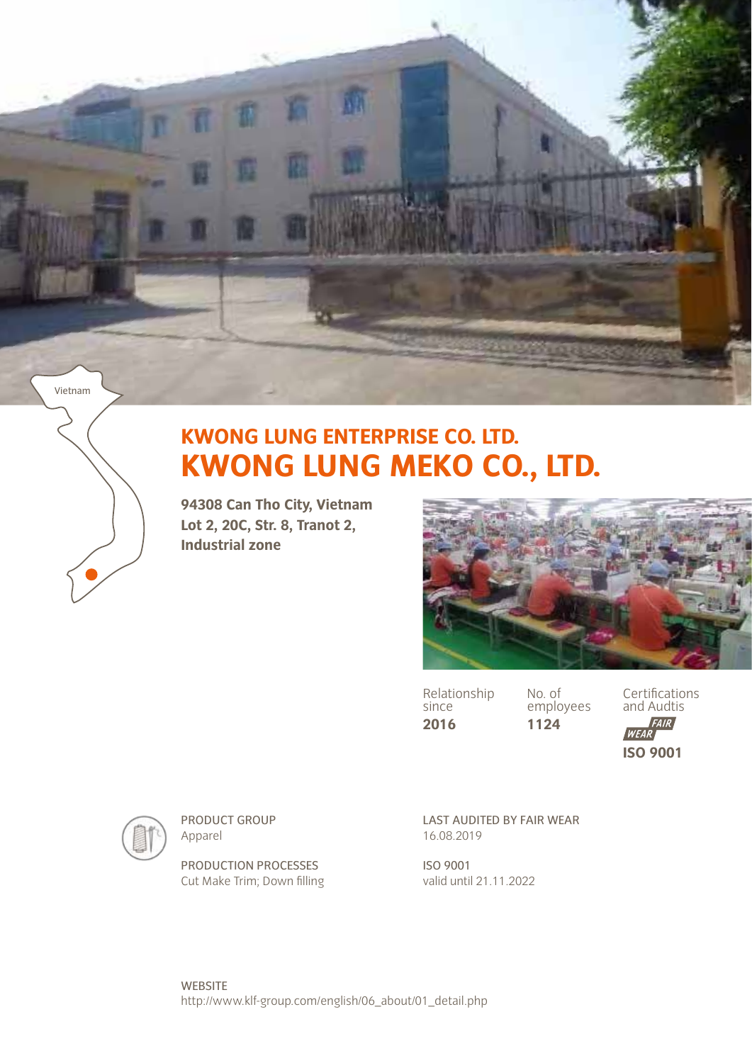Vietnam

# KWONG LUNG ENTERPRISE CO. LTD.
# KWONG LUNG MEKO CO., LTD.

**94308 Can Tho City, Vietnam**
**Lot 2, 20C, Str. 8, Tranot 2,**
**Industrial zone**

| Relationship since | No. of employees | Certifications and Audtis |
|---|---|---|
| **2016** | **1124** | FAIR WEAR **ISO 9001** |

PRODUCT GROUP
Apparel

PRODUCTION PROCESSES
Cut Make Trim; Down filling

LAST AUDITED BY FAIR WEAR
16.08.2019

ISO 9001
valid until 21.11.2022

WEBSITE
http://www.klf-group.com/english/06_about/01_detail.php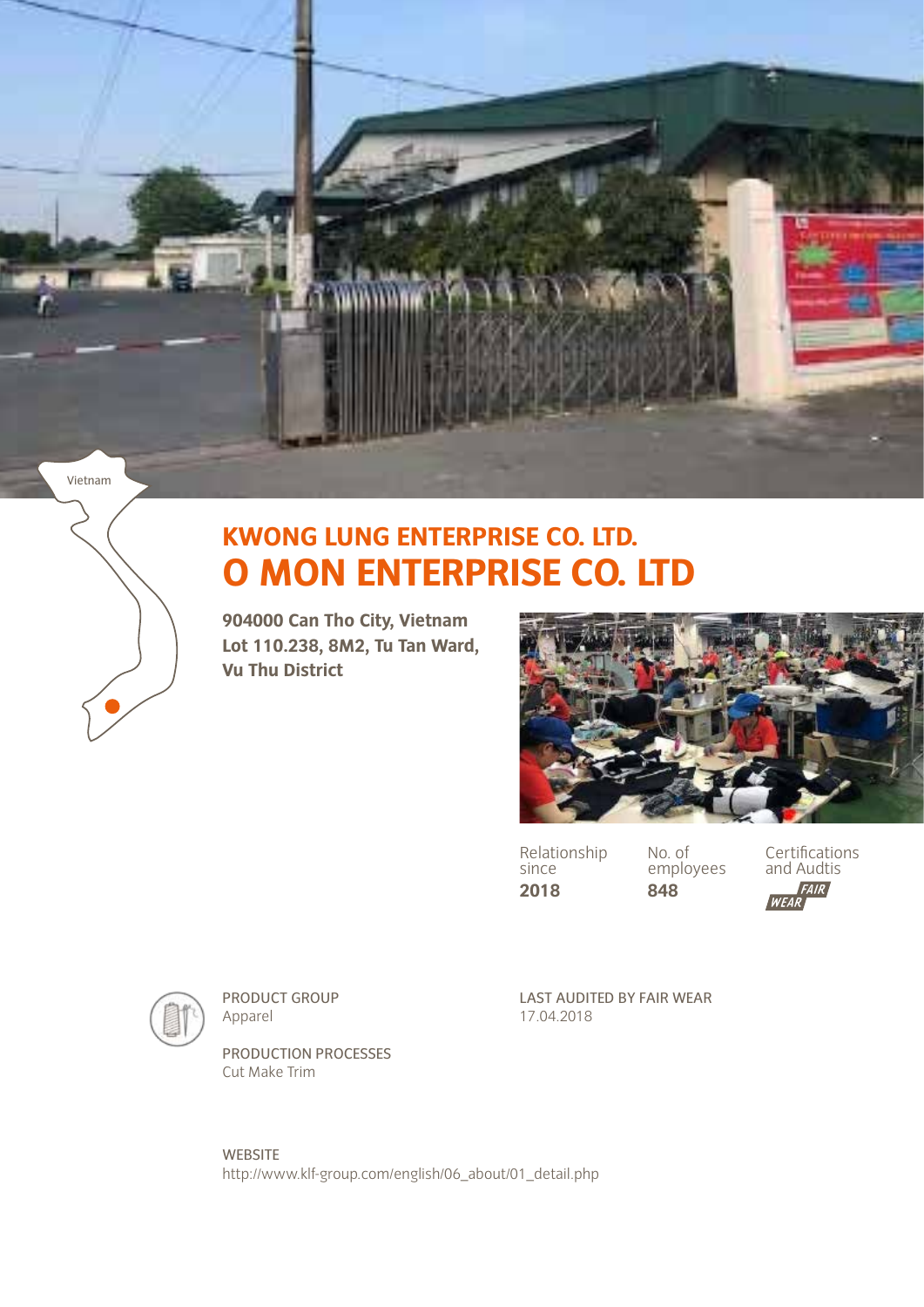Vietnam

## KWONG LUNG ENTERPRISE CO. LTD.

# O MON ENTERPRISE CO. LTD

**904000 Can Tho City, Vietnam**
**Lot 110.238, 8M2, Tu Tan Ward,**
**Vu Thu District**

| Relationship since | No. of employees | Certifications and Audtis |
|---|---|---|
| **2018** | **848** | FAIR WEAR |

PRODUCT GROUP
Apparel

PRODUCTION PROCESSES
Cut Make Trim

LAST AUDITED BY FAIR WEAR
17.04.2018

WEBSITE
http://www.klf-group.com/english/06_about/01_detail.php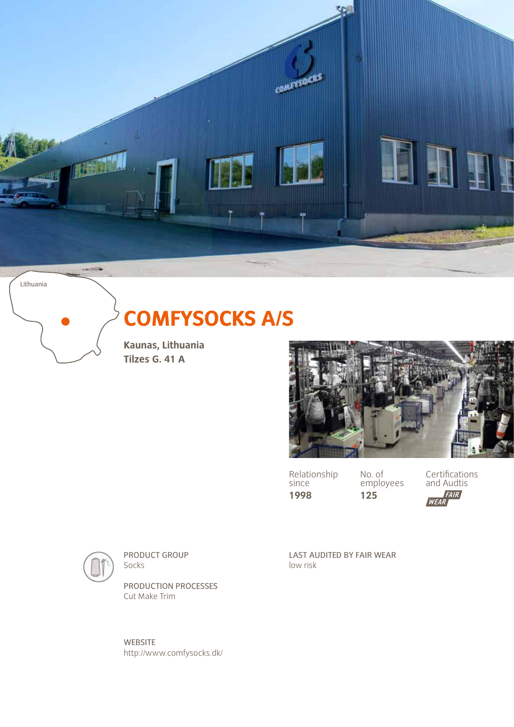Lithuania

# COMFYSOCKS A/S

**Kaunas, Lithuania**
**Tilzes G. 41 A**

| Relationship since | No. of employees | Certifications and Audtis |
| --- | --- | --- |
| **1998** | **125** | FAIR WEAR |

PRODUCT GROUP
Socks

PRODUCTION PROCESSES
Cut Make Trim

LAST AUDITED BY FAIR WEAR
low risk

WEBSITE
http://www.comfysocks.dk/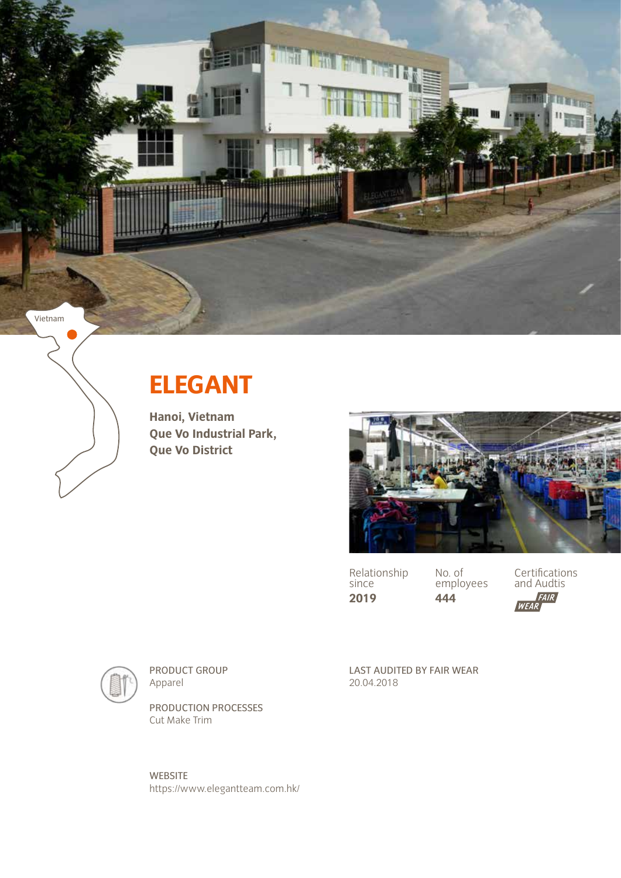Vietnam

# ELEGANT

**Hanoi, Vietnam**
**Que Vo Industrial Park,**
**Que Vo District**

Relationship since
**2019**

No. of employees
**444**

Certifications and Audtis
FAIR WEAR

PRODUCT GROUP
Apparel

PRODUCTION PROCESSES
Cut Make Trim

LAST AUDITED BY FAIR WEAR
20.04.2018

WEBSITE
https://www.elegantteam.com.hk/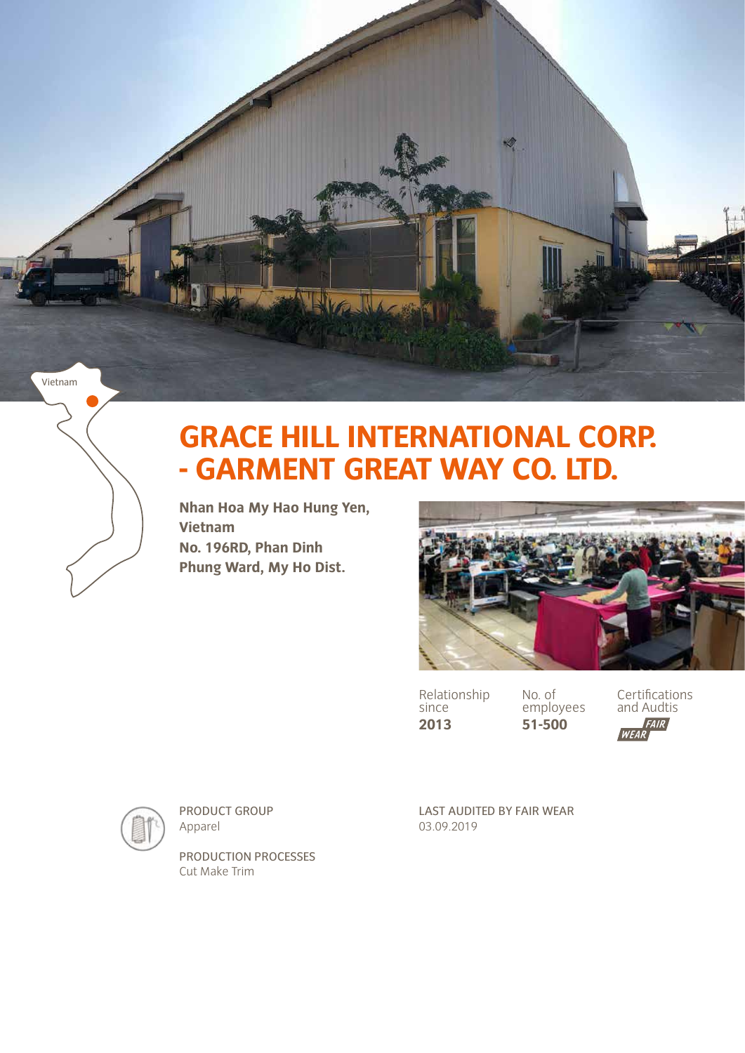Vietnam

# GRACE HILL INTERNATIONAL CORP. - GARMENT GREAT WAY CO. LTD.

**Nhan Hoa My Hao Hung Yen, Vietnam**
**No. 196RD, Phan Dinh Phung Ward, My Ho Dist.**

Relationship since
**2013**

No. of employees
**51-500**

Certifications and Audtis
FAIR WEAR

PRODUCT GROUP
Apparel

PRODUCTION PROCESSES
Cut Make Trim

LAST AUDITED BY FAIR WEAR
03.09.2019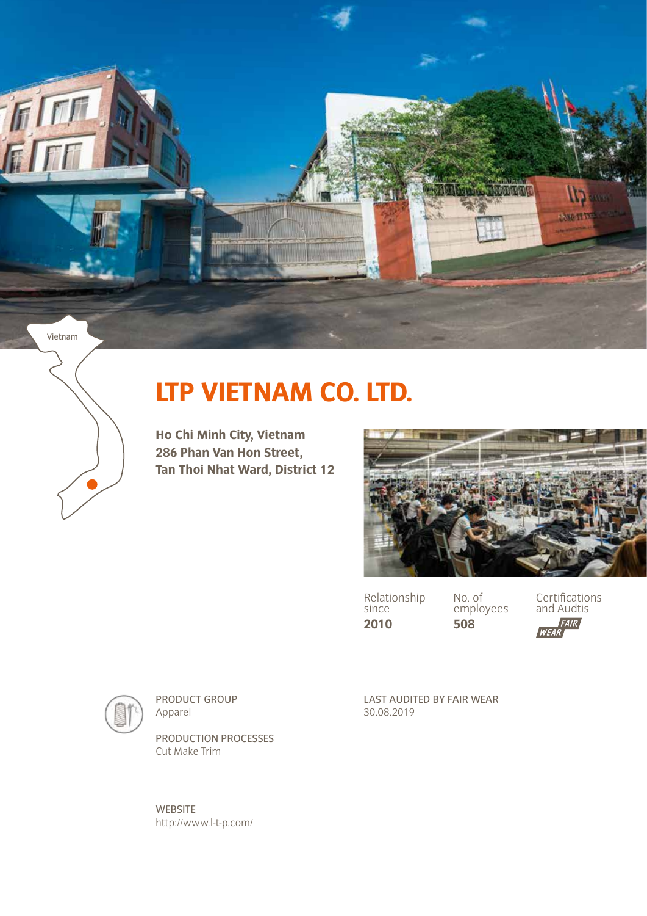Vietnam

# LTP VIETNAM CO. LTD.

**Ho Chi Minh City, Vietnam**
**286 Phan Van Hon Street,**
**Tan Thoi Nhat Ward, District 12**

| Relationship since | No. of employees | Certifications and Audtis |
|---|---|---|
| **2010** | **508** | FAIR WEAR |

PRODUCT GROUP
Apparel

PRODUCTION PROCESSES
Cut Make Trim

LAST AUDITED BY FAIR WEAR
30.08.2019

WEBSITE
http://www.l-t-p.com/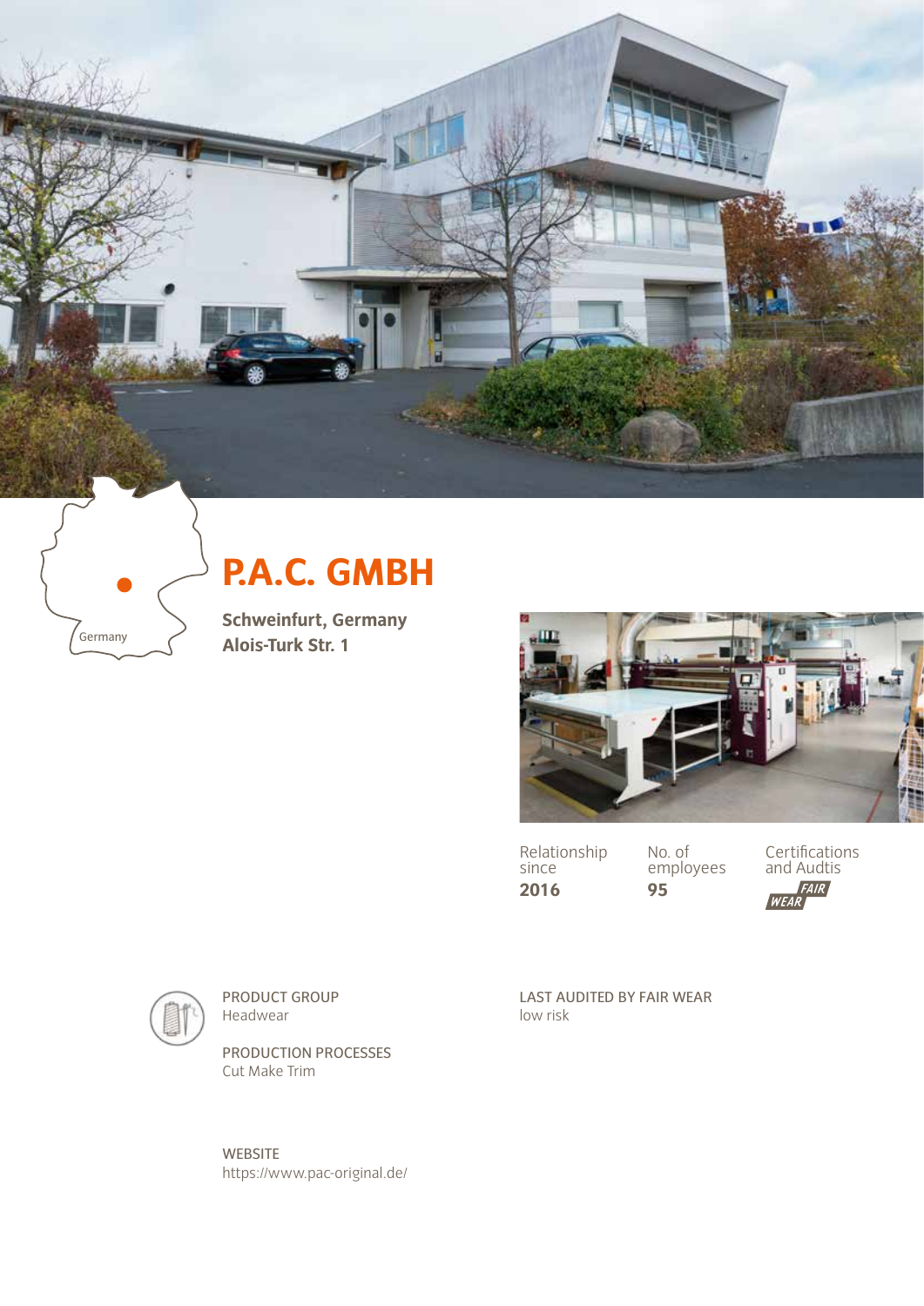Germany

# P.A.C. GMBH

**Schweinfurt, Germany**
**Alois-Turk Str. 1**

| Relationship since | No. of employees | Certifications and Audtis |
|---|---|---|
| **2016** | **95** | FAIR WEAR |

PRODUCT GROUP
Headwear

PRODUCTION PROCESSES
Cut Make Trim

LAST AUDITED BY FAIR WEAR
low risk

WEBSITE
https://www.pac-original.de/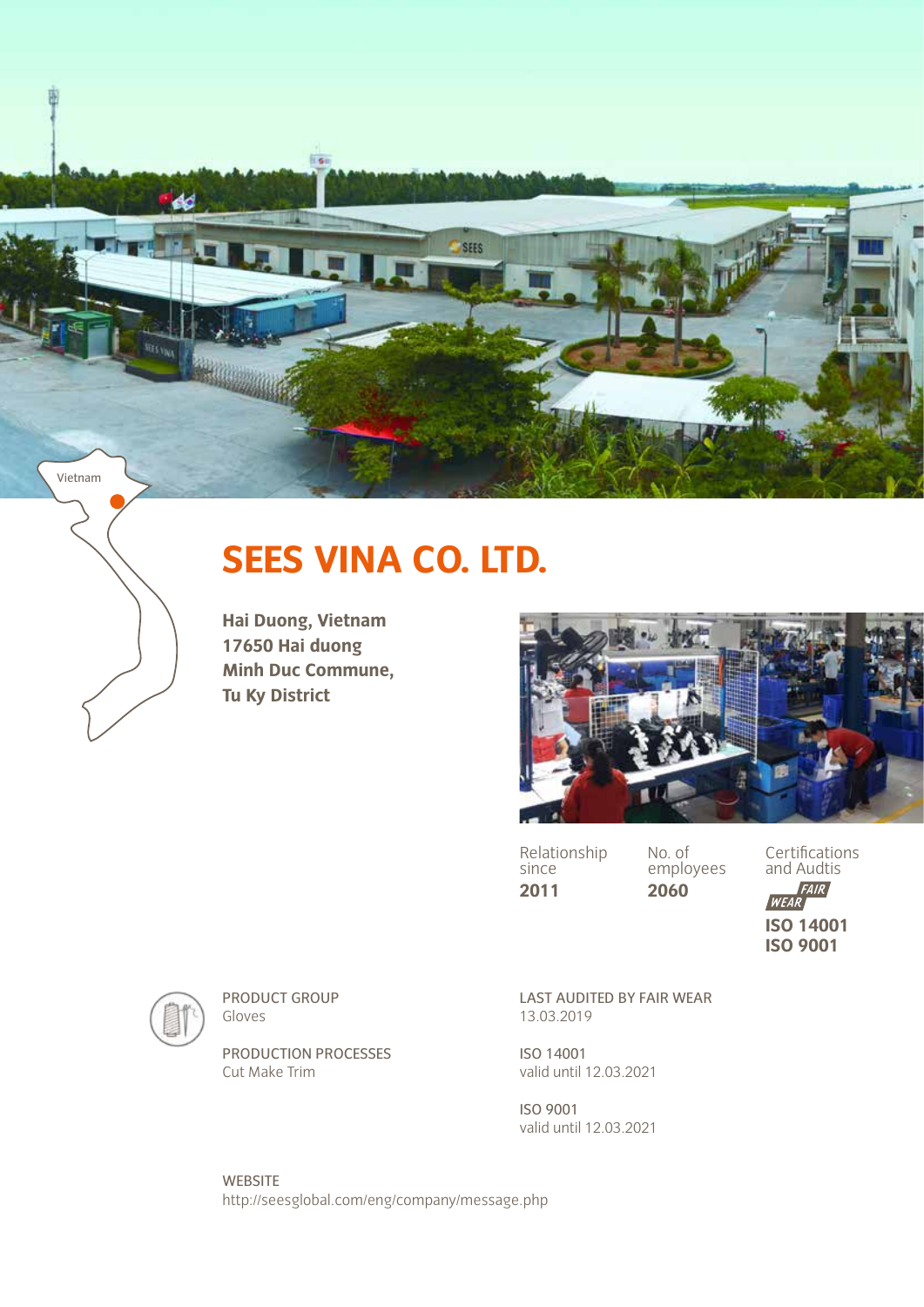Vietnam

# SEES VINA CO. LTD.

**Hai Duong, Vietnam**
**17650 Hai duong**
**Minh Duc Commune,**
**Tu Ky District**

Relationship since
**2011**

No. of employees
**2060**

Certifications and Audtis
FAIR WEAR
**ISO 14001**
**ISO 9001**

PRODUCT GROUP
Gloves

PRODUCTION PROCESSES
Cut Make Trim

LAST AUDITED BY FAIR WEAR
13.03.2019

ISO 14001
valid until 12.03.2021

ISO 9001
valid until 12.03.2021

WEBSITE
http://seesglobal.com/eng/company/message.php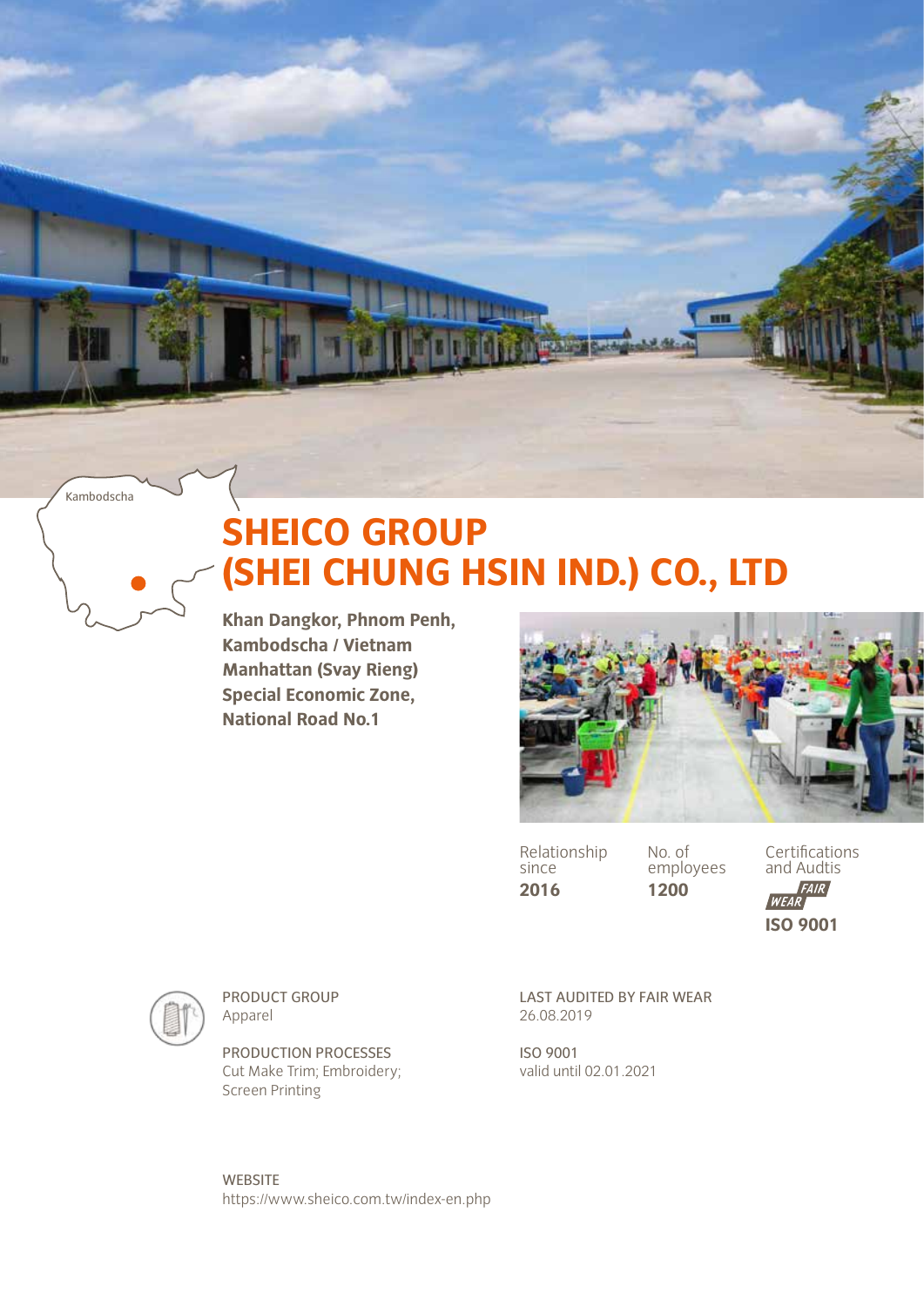Kambodscha

# SHEICO GROUP (SHEI CHUNG HSIN IND.) CO., LTD

**Khan Dangkor, Phnom Penh, Kambodscha / Vietnam Manhattan (Svay Rieng) Special Economic Zone, National Road No.1**

Relationship since
**2016**

No. of employees
**1200**

Certifications and Audtis
FAIR WEAR
**ISO 9001**

PRODUCT GROUP
Apparel

PRODUCTION PROCESSES
Cut Make Trim; Embroidery; Screen Printing

LAST AUDITED BY FAIR WEAR
26.08.2019

ISO 9001
valid until 02.01.2021

WEBSITE
https://www.sheico.com.tw/index-en.php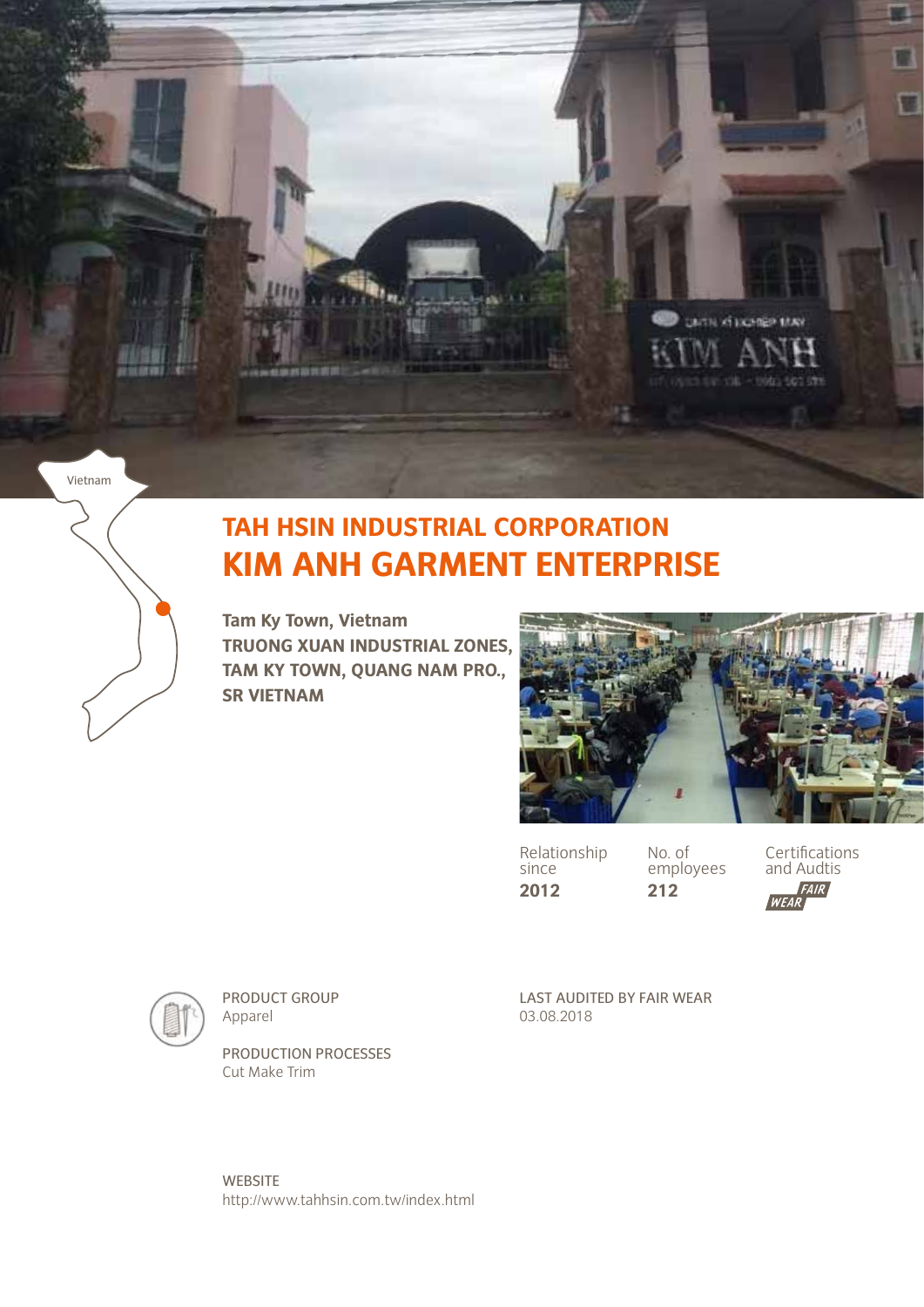Vietnam

# TAH HSIN INDUSTRIAL CORPORATION

## KIM ANH GARMENT ENTERPRISE

**Tam Ky Town, Vietnam**
**TRUONG XUAN INDUSTRIAL ZONES, TAM KY TOWN, QUANG NAM PRO., SR VIETNAM**

| Relationship since | No. of employees | Certifications and Audtis |
|---|---|---|
| **2012** | **212** | FAIR WEAR |

PRODUCT GROUP
Apparel

PRODUCTION PROCESSES
Cut Make Trim

LAST AUDITED BY FAIR WEAR
03.08.2018

WEBSITE
http://www.tahhsin.com.tw/index.html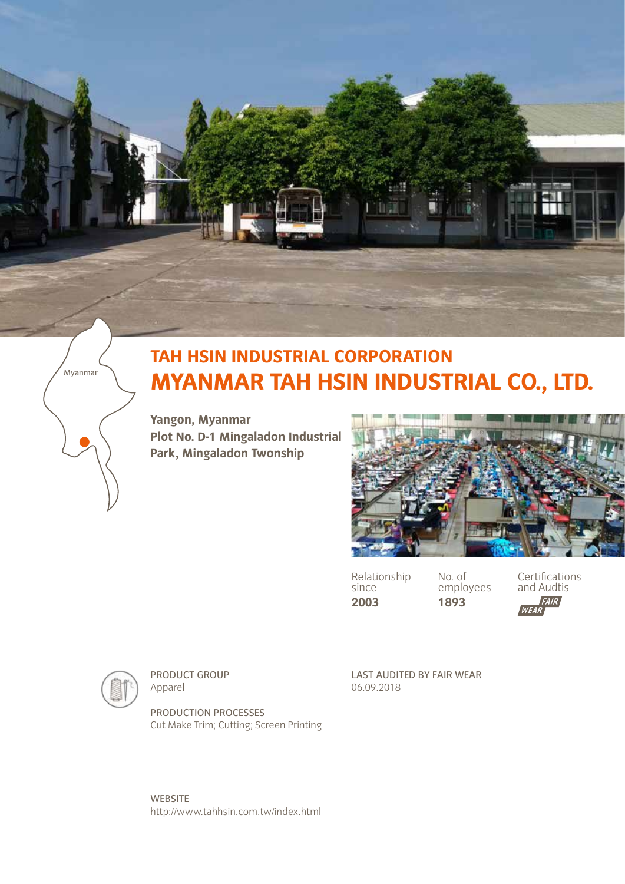Myanmar

## TAH HSIN INDUSTRIAL CORPORATION

# MYANMAR TAH HSIN INDUSTRIAL CO., LTD.

**Yangon, Myanmar**
**Plot No. D-1 Mingaladon Industrial Park, Mingaladon Twonship**

| Relationship since | No. of employees | Certifications and Audtis |
| --- | --- | --- |
| **2003** | **1893** | FAIR WEAR |

PRODUCT GROUP
Apparel

PRODUCTION PROCESSES
Cut Make Trim; Cutting; Screen Printing

LAST AUDITED BY FAIR WEAR
06.09.2018

WEBSITE
http://www.tahhsin.com.tw/index.html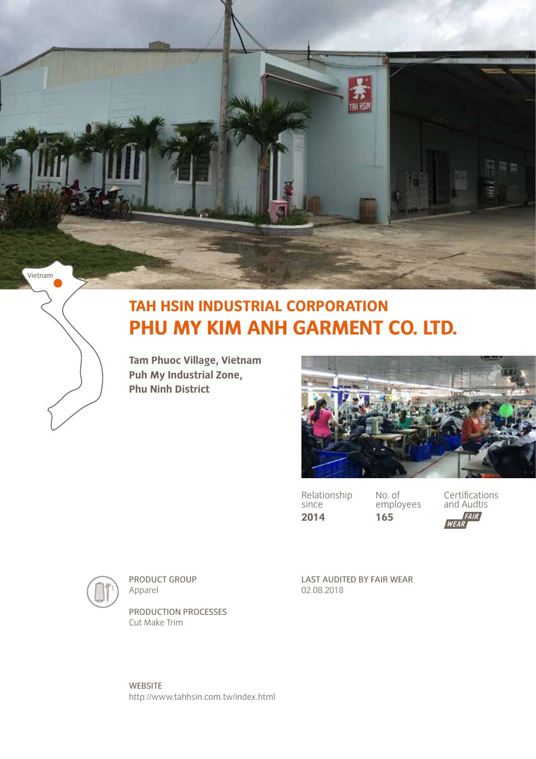Vietnam

# TAH HSIN INDUSTRIAL CORPORATION
# PHU MY KIM ANH GARMENT CO. LTD.

**Tam Phuoc Village, Vietnam**
**Puh My Industrial Zone,**
**Phu Ninh District**

Relationship since
**2014**

No. of employees
**165**

Certifications and Audtis
FAIR WEAR

PRODUCT GROUP
Apparel

PRODUCTION PROCESSES
Cut Make Trim

LAST AUDITED BY FAIR WEAR
02.08.2018

WEBSITE
http://www.tahhsin.com.tw/index.html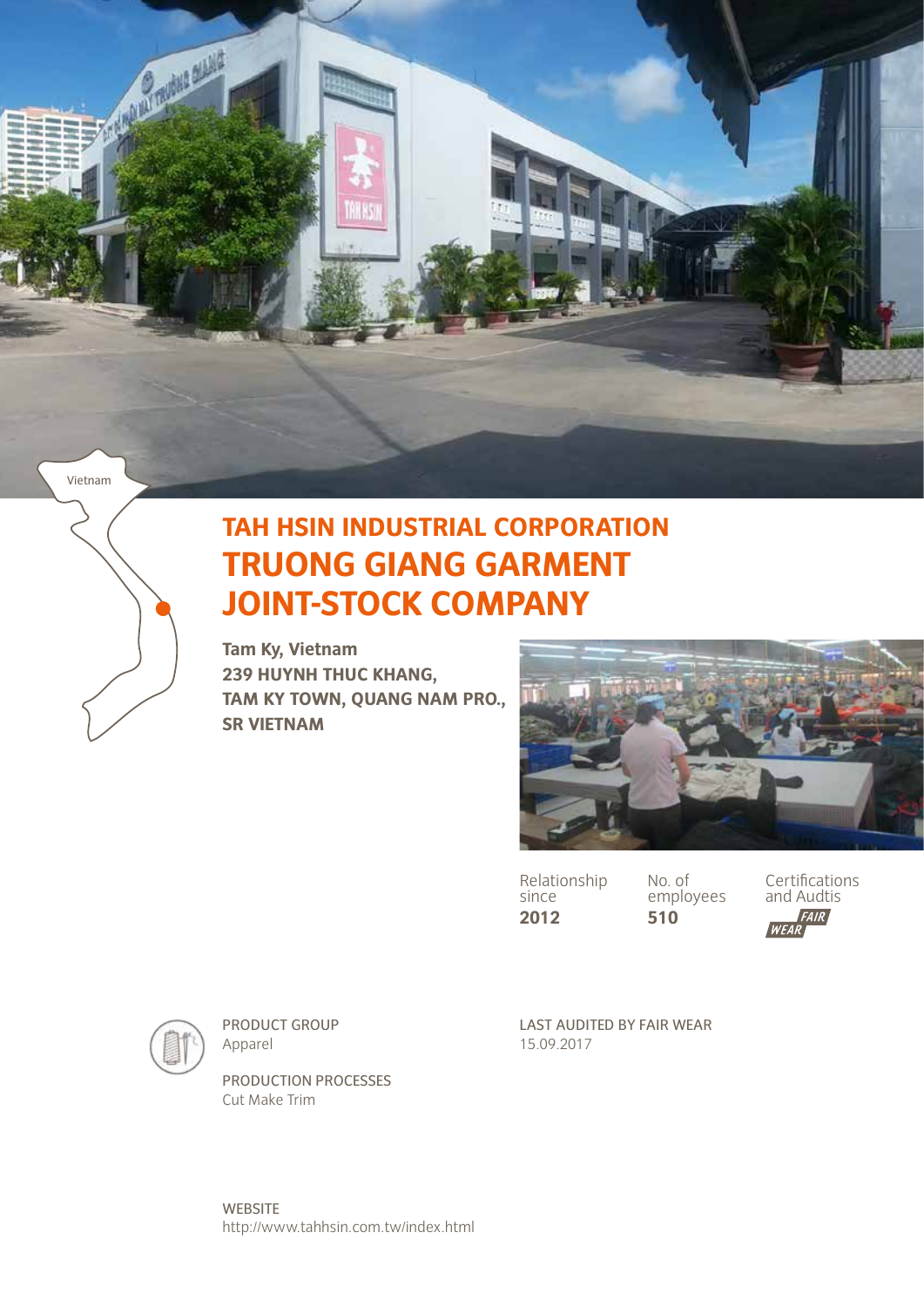Vietnam

# TAH HSIN INDUSTRIAL CORPORATION

# TRUONG GIANG GARMENT JOINT-STOCK COMPANY

**Tam Ky, Vietnam**
**239 HUYNH THUC KHANG,**
**TAM KY TOWN, QUANG NAM PRO.,**
**SR VIETNAM**

| Relationship since | No. of employees | Certifications and Audtis |
|---|---|---|
| **2012** | **510** | FAIR WEAR |

PRODUCT GROUP
Apparel

PRODUCTION PROCESSES
Cut Make Trim

LAST AUDITED BY FAIR WEAR
15.09.2017

WEBSITE
http://www.tahhsin.com.tw/index.html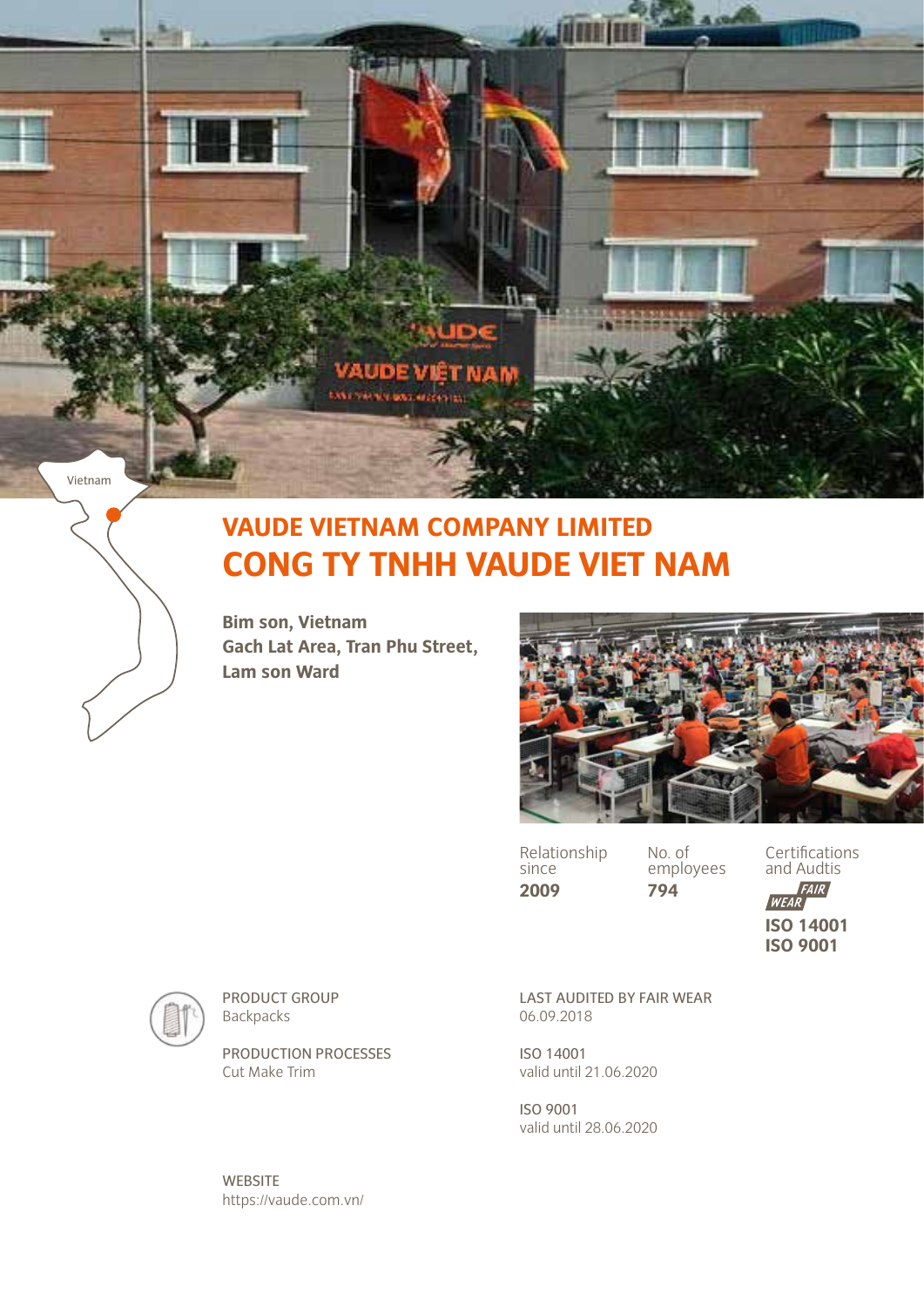Vietnam

# VAUDE VIETNAM COMPANY LIMITED
# CONG TY TNHH VAUDE VIET NAM

**Bim son, Vietnam**
**Gach Lat Area, Tran Phu Street,**
**Lam son Ward**

| Relationship since | No. of employees | Certifications and Audtis |
|---|---|---|
| **2009** | **794** | FAIR WEAR<br>**ISO 14001**<br>**ISO 9001** |

PRODUCT GROUP
Backpacks

PRODUCTION PROCESSES
Cut Make Trim

LAST AUDITED BY FAIR WEAR
06.09.2018

ISO 14001
valid until 21.06.2020

ISO 9001
valid until 28.06.2020

WEBSITE
https://vaude.com.vn/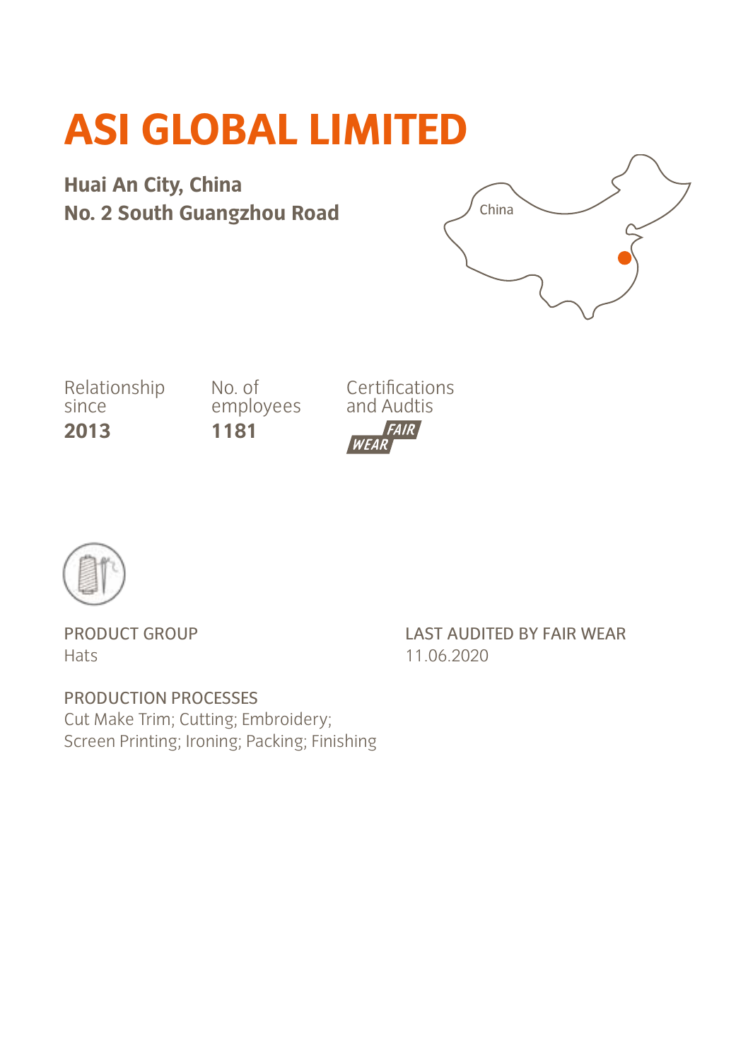# ASI GLOBAL LIMITED

**Huai An City, China**
**No. 2 South Guangzhou Road**

China

| Relationship since | No. of employees | Certifications and Audtis |
| --- | --- | --- |
| **2013** | **1181** | FAIR WEAR |

PRODUCT GROUP
Hats

LAST AUDITED BY FAIR WEAR
11.06.2020

PRODUCTION PROCESSES
Cut Make Trim; Cutting; Embroidery;
Screen Printing; Ironing; Packing; Finishing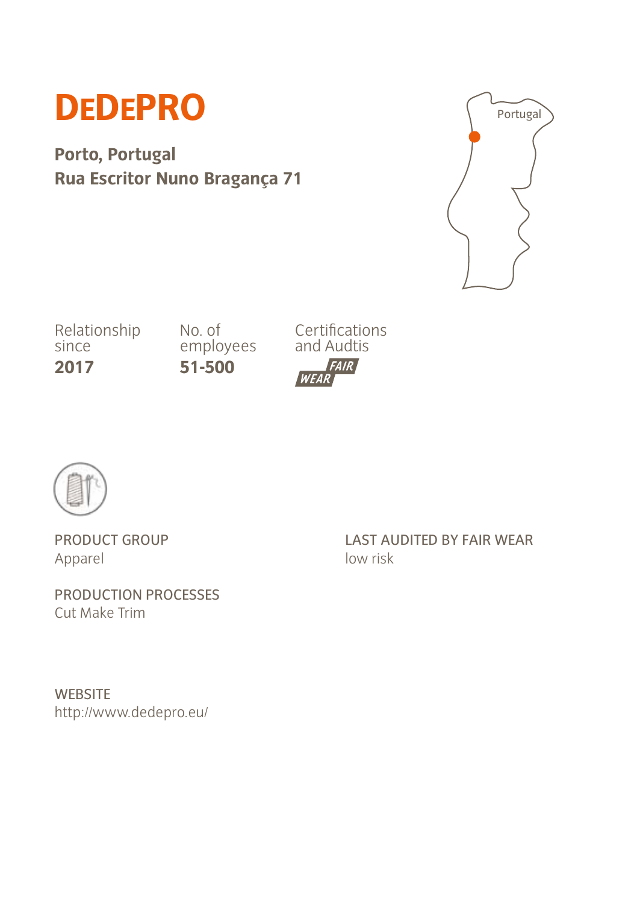# DEDEPRO

**Porto, Portugal**
**Rua Escritor Nuno Bragança 71**

Portugal

Relationship since
**2017**

No. of employees
**51-500**

Certifications and Audtis
FAIR WEAR

PRODUCT GROUP
Apparel

PRODUCTION PROCESSES
Cut Make Trim

LAST AUDITED BY FAIR WEAR
low risk

WEBSITE
http://www.dedepro.eu/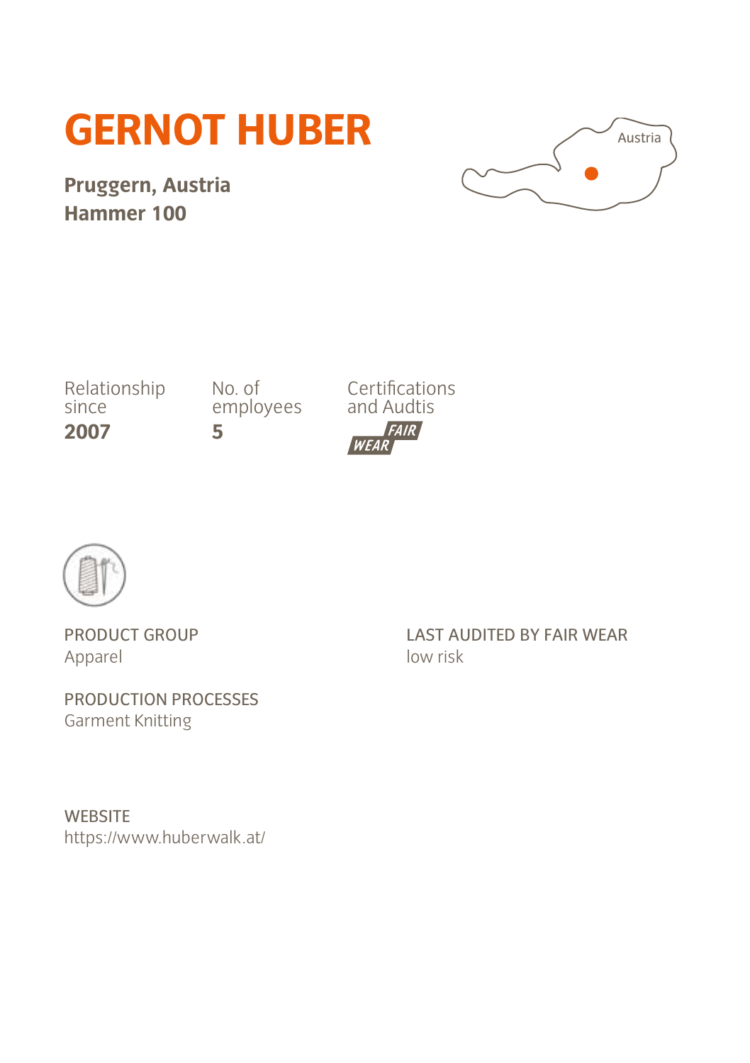# GERNOT HUBER

**Pruggern, Austria**
**Hammer 100**

Austria

Relationship since
**2007**

No. of employees
**5**

Certifications and Audtis
FAIR WEAR

PRODUCT GROUP
Apparel

PRODUCTION PROCESSES
Garment Knitting

LAST AUDITED BY FAIR WEAR
low risk

WEBSITE
https://www.huberwalk.at/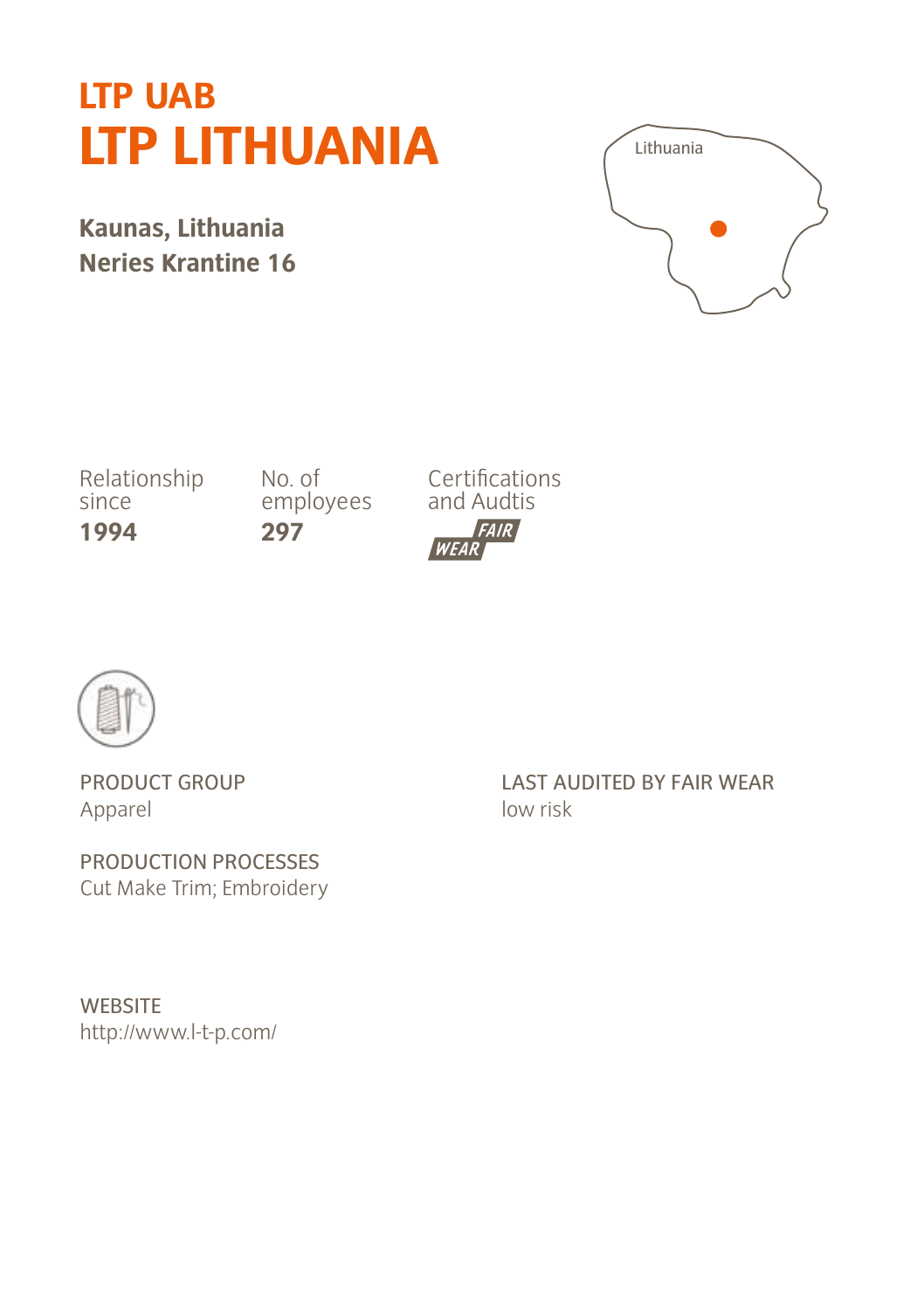# LTP UAB
# LTP LITHUANIA

**Kaunas, Lithuania**
**Neries Krantine 16**

Lithuania

Relationship since
**1994**

No. of employees
**297**

Certifications and Audtis
FAIR WEAR

PRODUCT GROUP
Apparel

PRODUCTION PROCESSES
Cut Make Trim; Embroidery

LAST AUDITED BY FAIR WEAR
low risk

WEBSITE
http://www.l-t-p.com/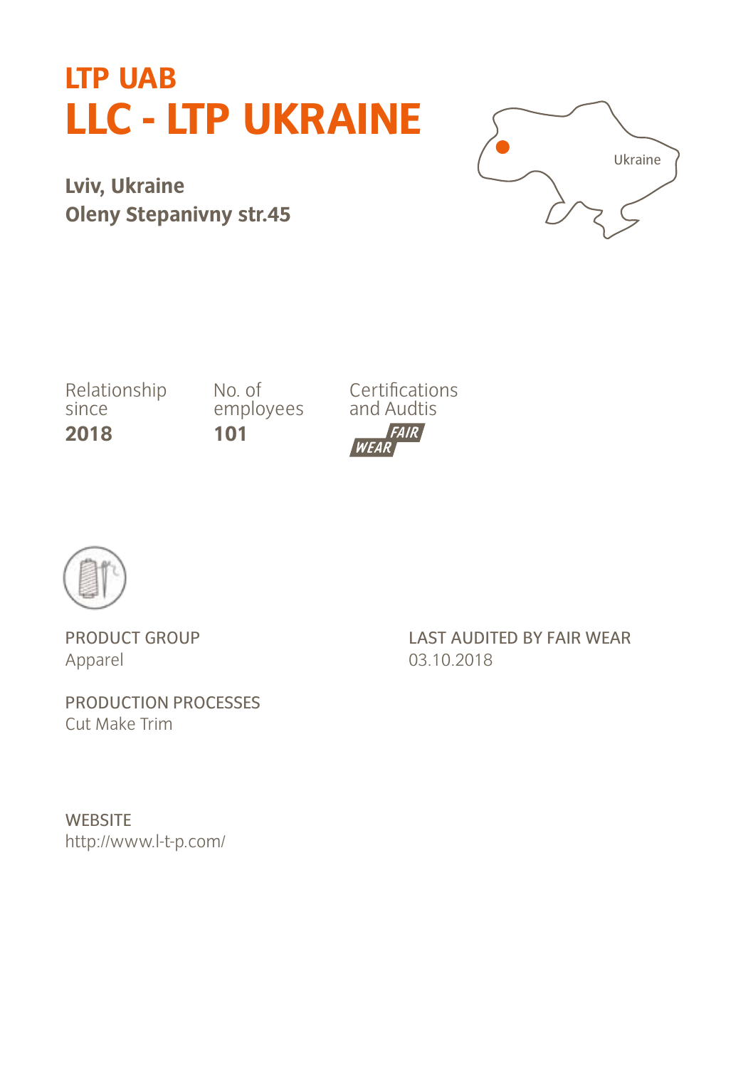# LTP UAB
# LLC - LTP UKRAINE

**Lviv, Ukraine**
**Oleny Stepanivny str.45**

Ukraine

Relationship since
**2018**

No. of employees
**101**

Certifications and Auditis
FAIR WEAR

PRODUCT GROUP
Apparel

PRODUCTION PROCESSES
Cut Make Trim

LAST AUDITED BY FAIR WEAR
03.10.2018

WEBSITE
http://www.l-t-p.com/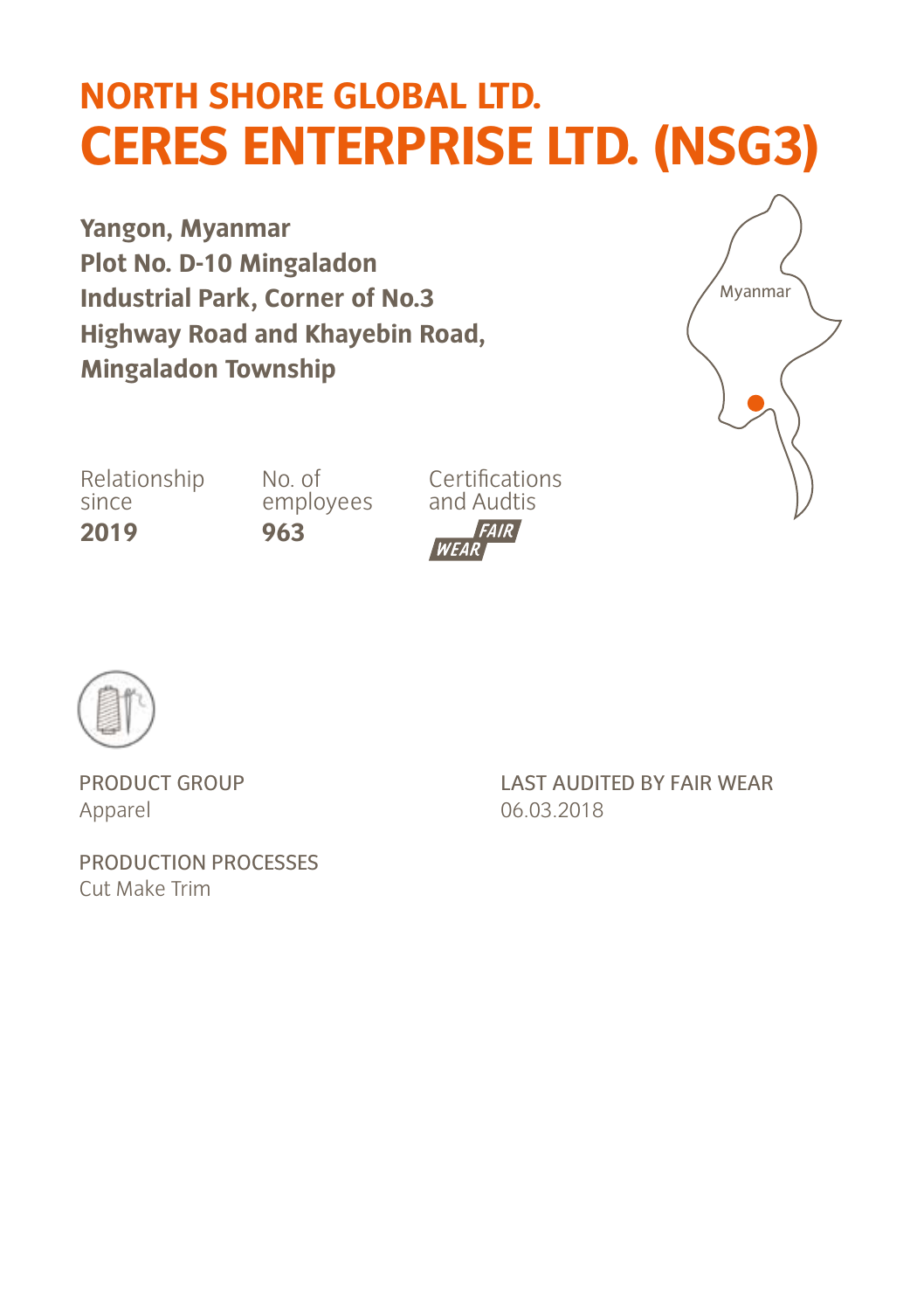# NORTH SHORE GLOBAL LTD.
# CERES ENTERPRISE LTD. (NSG3)

**Yangon, Myanmar**
**Plot No. D-10 Mingaladon Industrial Park, Corner of No.3 Highway Road and Khayebin Road, Mingaladon Township**

Myanmar

| Relationship since | No. of employees | Certifications and Audtis |
|---|---|---|
| **2019** | **963** | FAIR WEAR |

PRODUCT GROUP
Apparel

PRODUCTION PROCESSES
Cut Make Trim

LAST AUDITED BY FAIR WEAR
06.03.2018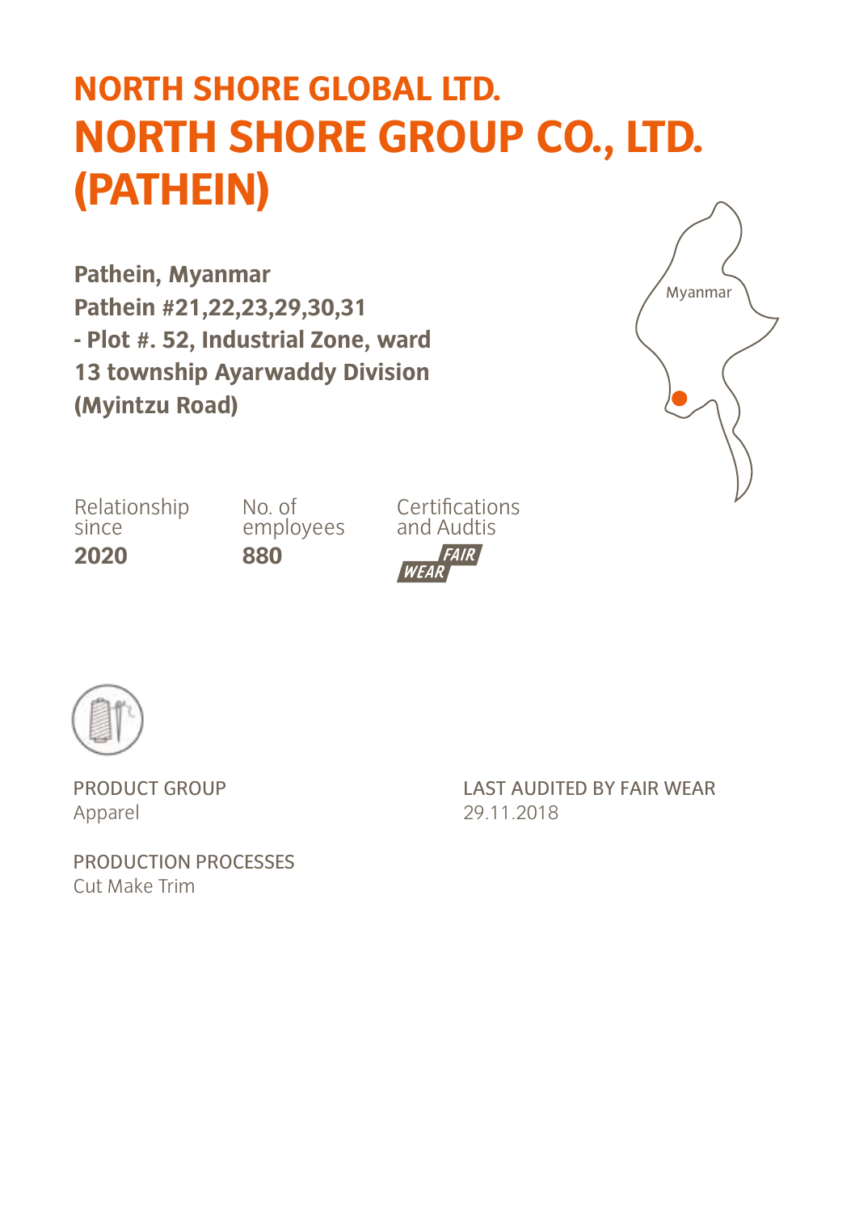# NORTH SHORE GLOBAL LTD.
# NORTH SHORE GROUP CO., LTD. (PATHEIN)

**Pathein, Myanmar**
**Pathein #21,22,23,29,30,31**
**- Plot #. 52, Industrial Zone, ward 13 township Ayarwaddy Division (Myintzu Road)**

Myanmar

| Relationship since | No. of employees | Certifications and Audtis |
|---|---|---|
| **2020** | **880** | FAIR WEAR |

PRODUCT GROUP
Apparel

LAST AUDITED BY FAIR WEAR
29.11.2018

PRODUCTION PROCESSES
Cut Make Trim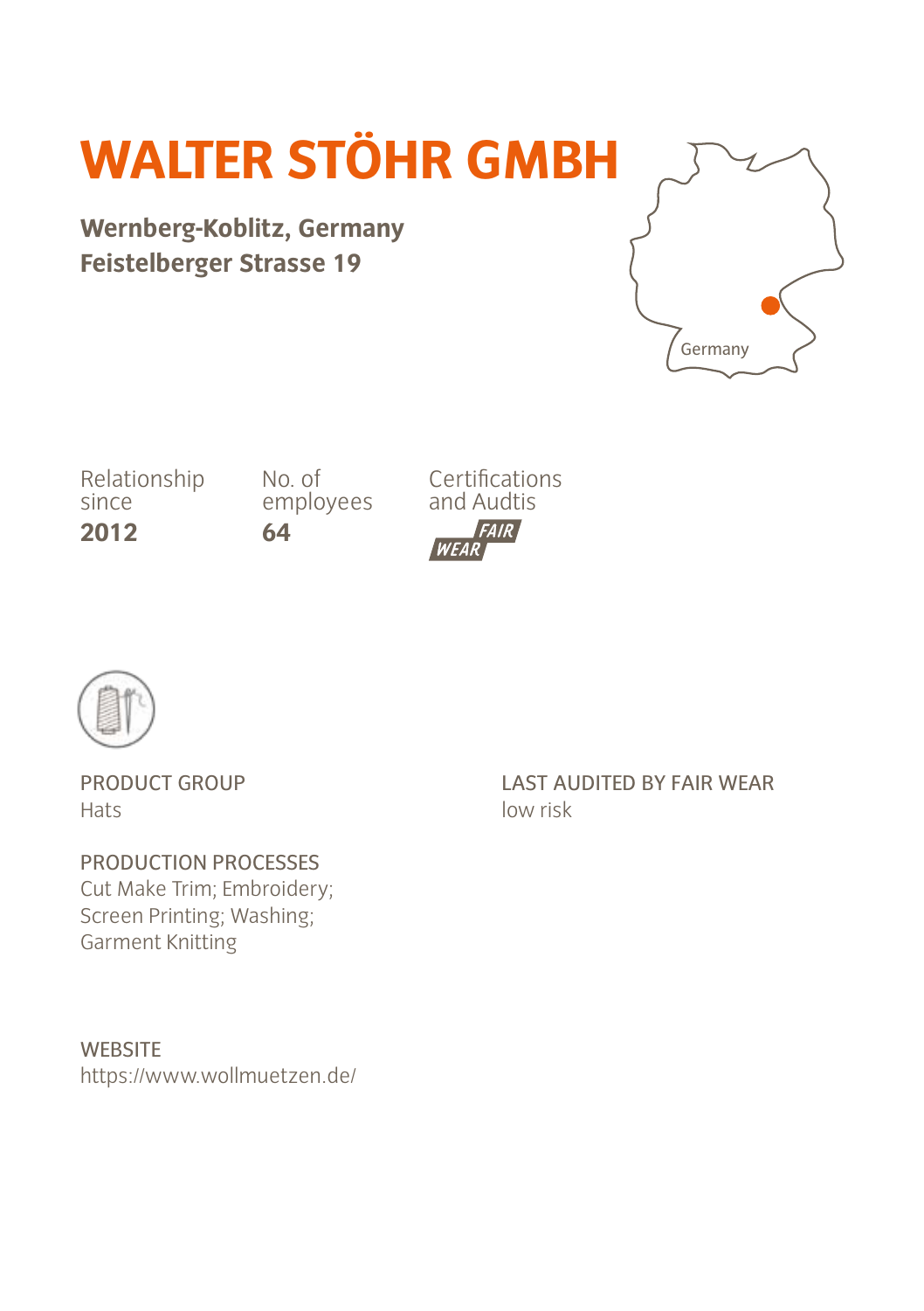# WALTER STÖHR GMBH

**Wernberg-Koblitz, Germany**
**Feistelberger Strasse 19**

Germany

Relationship since
**2012**

No. of employees
**64**

Certifications and Audtis
FAIR WEAR

PRODUCT GROUP
Hats

PRODUCTION PROCESSES
Cut Make Trim; Embroidery; Screen Printing; Washing; Garment Knitting

LAST AUDITED BY FAIR WEAR
low risk

WEBSITE
https://www.wollmuetzen.de/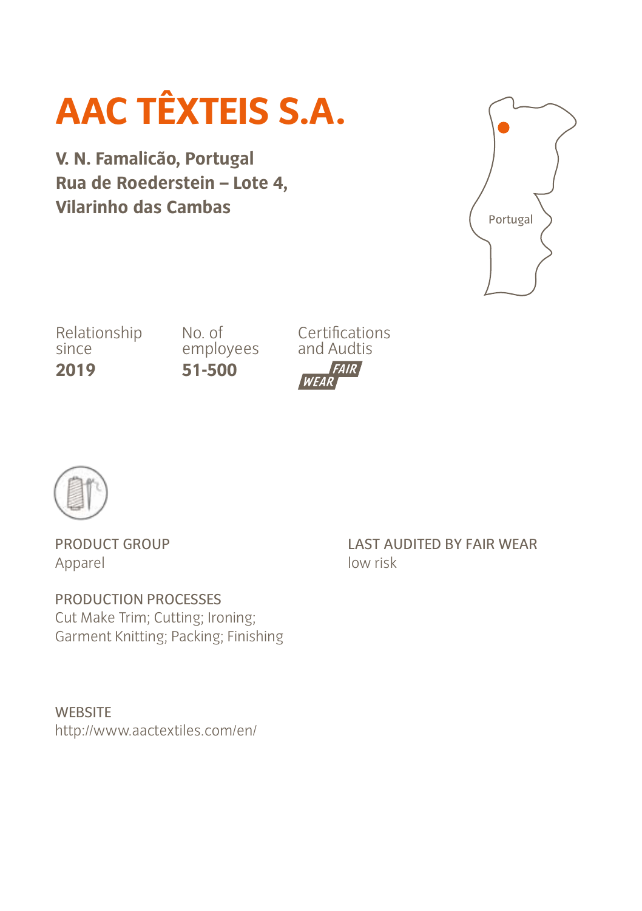# AAC TÊXTEIS S.A.

**V. N. Famalicão, Portugal**
**Rua de Roederstein – Lote 4,**
**Vilarinho das Cambas**

Portugal

Relationship since
**2019**

No. of employees
**51-500**

Certifications and Audtis
FAIR WEAR

PRODUCT GROUP
Apparel

LAST AUDITED BY FAIR WEAR
low risk

PRODUCTION PROCESSES
Cut Make Trim; Cutting; Ironing; Garment Knitting; Packing; Finishing

WEBSITE
http://www.aactextiles.com/en/